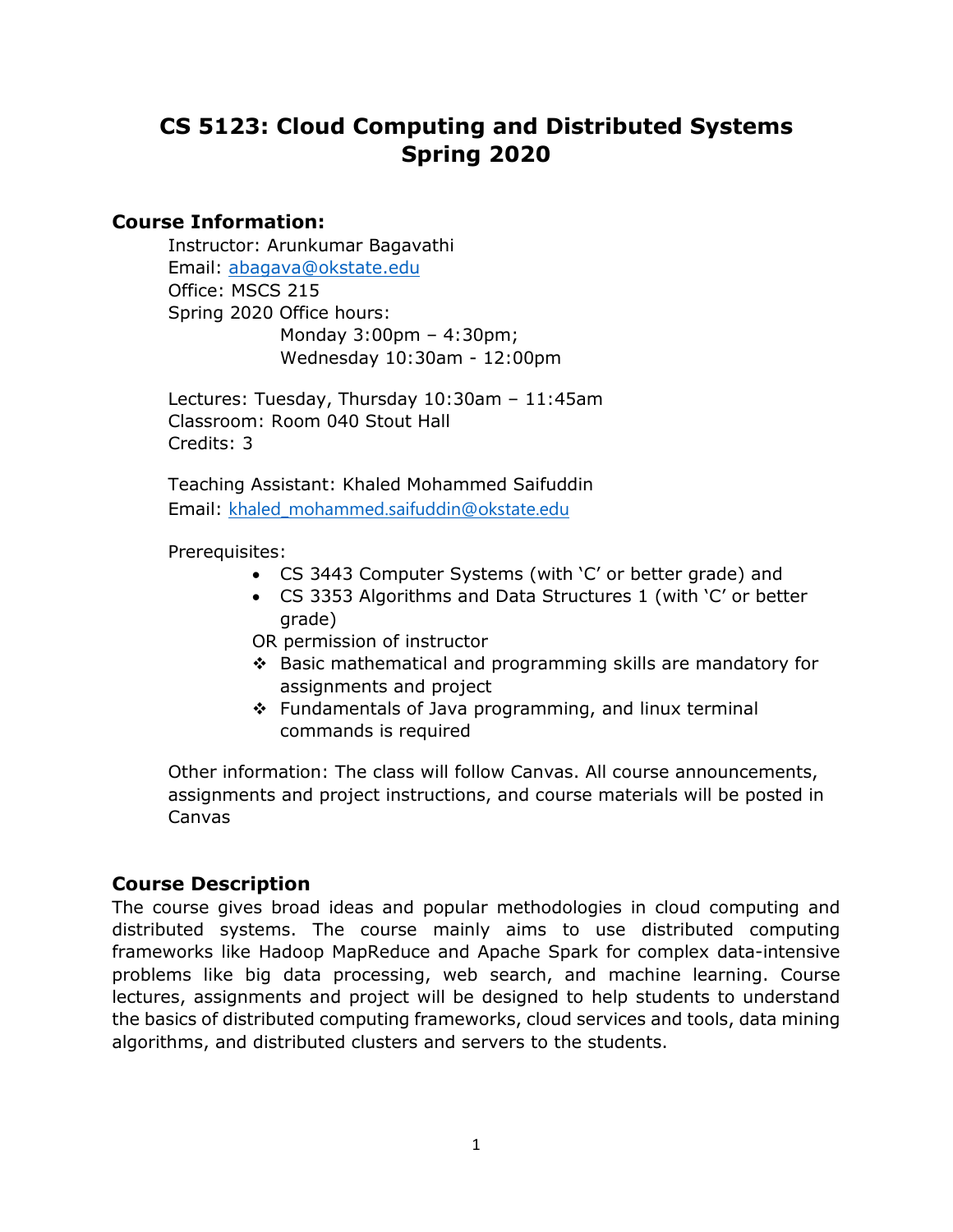# CS 5123: Cloud Computing and Distributed Systems Spring 2020

## Course Information:

Instructor: Arunkumar Bagavathi
Email: abagava@okstate.edu
Office: MSCS 215
Spring 2020 Office hours:
Monday 3:00pm – 4:30pm;
Wednesday 10:30am - 12:00pm

Lectures: Tuesday, Thursday 10:30am – 11:45am
Classroom: Room 040 Stout Hall
Credits: 3

Teaching Assistant: Khaled Mohammed Saifuddin
Email: khaled_mohammed.saifuddin@okstate.edu

Prerequisites:

- CS 3443 Computer Systems (with 'C' or better grade) and
- CS 3353 Algorithms and Data Structures 1 (with 'C' or better grade)

OR permission of instructor

- Basic mathematical and programming skills are mandatory for assignments and project
- Fundamentals of Java programming, and linux terminal commands is required

Other information: The class will follow Canvas. All course announcements, assignments and project instructions, and course materials will be posted in Canvas

## Course Description

The course gives broad ideas and popular methodologies in cloud computing and distributed systems. The course mainly aims to use distributed computing frameworks like Hadoop MapReduce and Apache Spark for complex data-intensive problems like big data processing, web search, and machine learning. Course lectures, assignments and project will be designed to help students to understand the basics of distributed computing frameworks, cloud services and tools, data mining algorithms, and distributed clusters and servers to the students.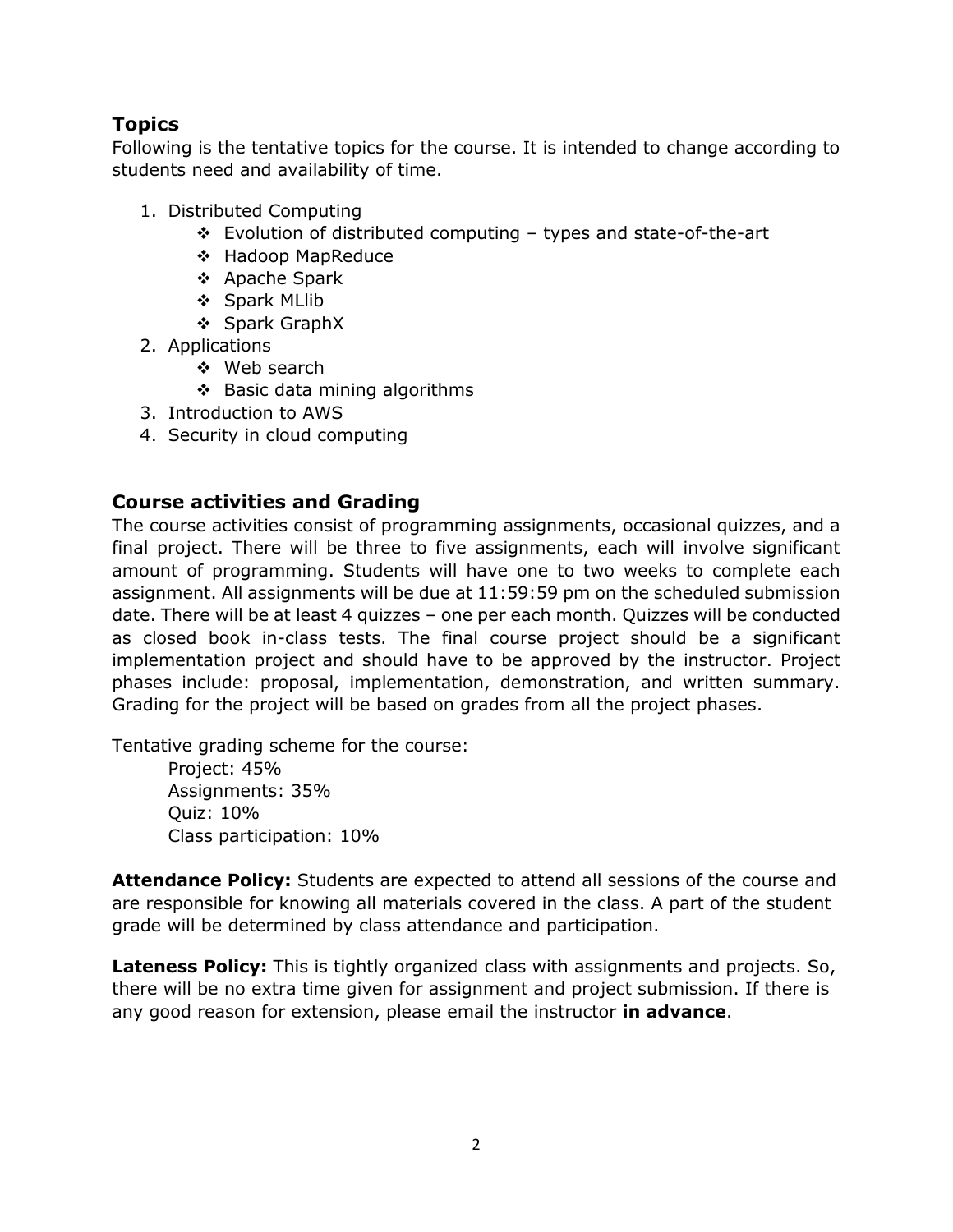## Topics

Following is the tentative topics for the course. It is intended to change according to students need and availability of time.

1. Distributed Computing
    - Evolution of distributed computing – types and state-of-the-art
    - Hadoop MapReduce
    - Apache Spark
    - Spark MLlib
    - Spark GraphX
2. Applications
    - Web search
    - Basic data mining algorithms
3. Introduction to AWS
4. Security in cloud computing

## Course activities and Grading

The course activities consist of programming assignments, occasional quizzes, and a final project. There will be three to five assignments, each will involve significant amount of programming. Students will have one to two weeks to complete each assignment. All assignments will be due at 11:59:59 pm on the scheduled submission date. There will be at least 4 quizzes – one per each month. Quizzes will be conducted as closed book in-class tests. The final course project should be a significant implementation project and should have to be approved by the instructor. Project phases include: proposal, implementation, demonstration, and written summary. Grading for the project will be based on grades from all the project phases.

Tentative grading scheme for the course:

Project: 45%
Assignments: 35%
Quiz: 10%
Class participation: 10%

**Attendance Policy:** Students are expected to attend all sessions of the course and are responsible for knowing all materials covered in the class. A part of the student grade will be determined by class attendance and participation.

**Lateness Policy:** This is tightly organized class with assignments and projects. So, there will be no extra time given for assignment and project submission. If there is any good reason for extension, please email the instructor **in advance**.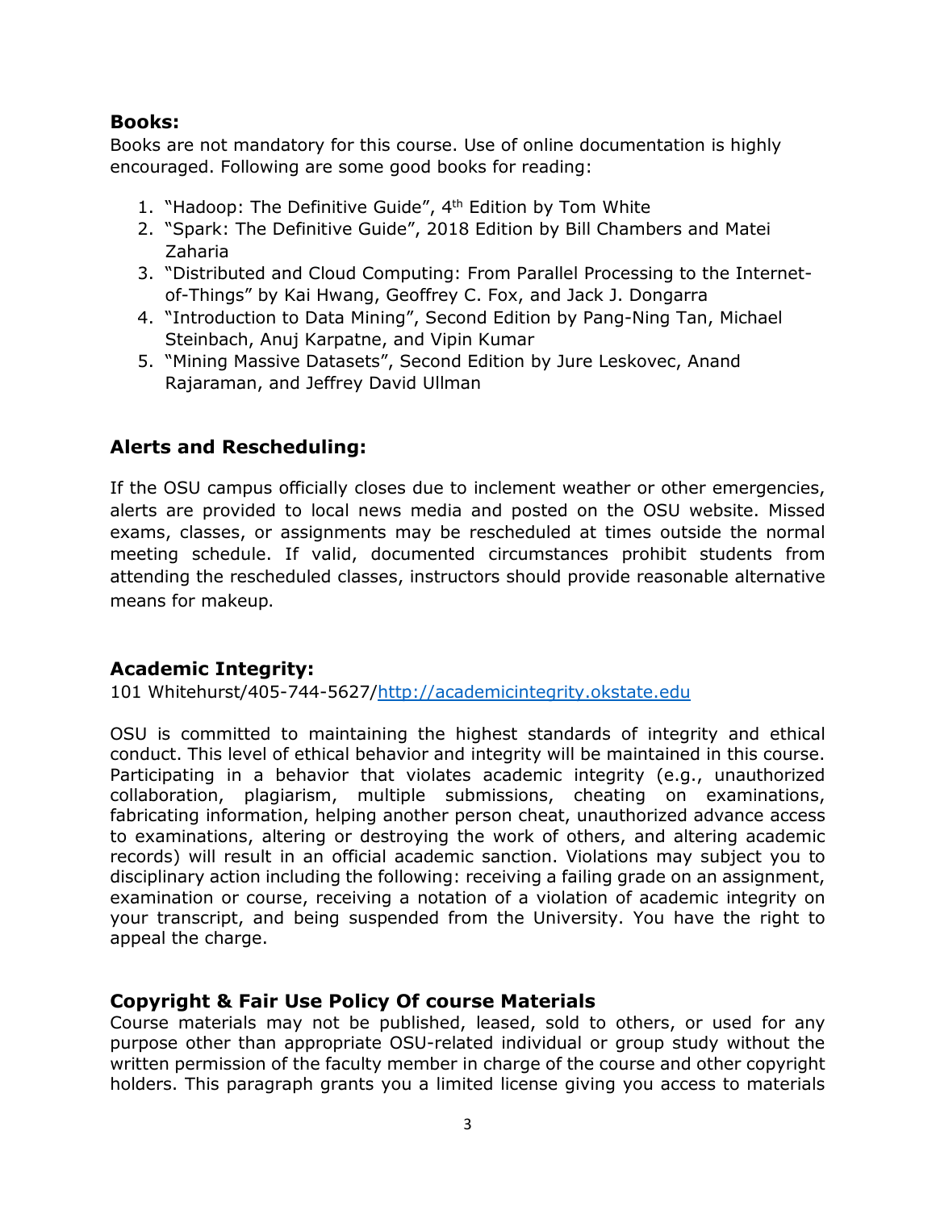### Books:

Books are not mandatory for this course. Use of online documentation is highly encouraged. Following are some good books for reading:

1. "Hadoop: The Definitive Guide", 4th Edition by Tom White
2. "Spark: The Definitive Guide", 2018 Edition by Bill Chambers and Matei Zaharia
3. "Distributed and Cloud Computing: From Parallel Processing to the Internet-of-Things" by Kai Hwang, Geoffrey C. Fox, and Jack J. Dongarra
4. "Introduction to Data Mining", Second Edition by Pang-Ning Tan, Michael Steinbach, Anuj Karpatne, and Vipin Kumar
5. "Mining Massive Datasets", Second Edition by Jure Leskovec, Anand Rajaraman, and Jeffrey David Ullman

## Alerts and Rescheduling:

If the OSU campus officially closes due to inclement weather or other emergencies, alerts are provided to local news media and posted on the OSU website. Missed exams, classes, or assignments may be rescheduled at times outside the normal meeting schedule. If valid, documented circumstances prohibit students from attending the rescheduled classes, instructors should provide reasonable alternative means for makeup.

## Academic Integrity:

101 Whitehurst/405-744-5627/[http://academicintegrity.okstate.edu](http://academicintegrity.okstate.edu)

OSU is committed to maintaining the highest standards of integrity and ethical conduct. This level of ethical behavior and integrity will be maintained in this course. Participating in a behavior that violates academic integrity (e.g., unauthorized collaboration, plagiarism, multiple submissions, cheating on examinations, fabricating information, helping another person cheat, unauthorized advance access to examinations, altering or destroying the work of others, and altering academic records) will result in an official academic sanction. Violations may subject you to disciplinary action including the following: receiving a failing grade on an assignment, examination or course, receiving a notation of a violation of academic integrity on your transcript, and being suspended from the University. You have the right to appeal the charge.

## Copyright & Fair Use Policy Of course Materials

Course materials may not be published, leased, sold to others, or used for any purpose other than appropriate OSU-related individual or group study without the written permission of the faculty member in charge of the course and other copyright holders. This paragraph grants you a limited license giving you access to materials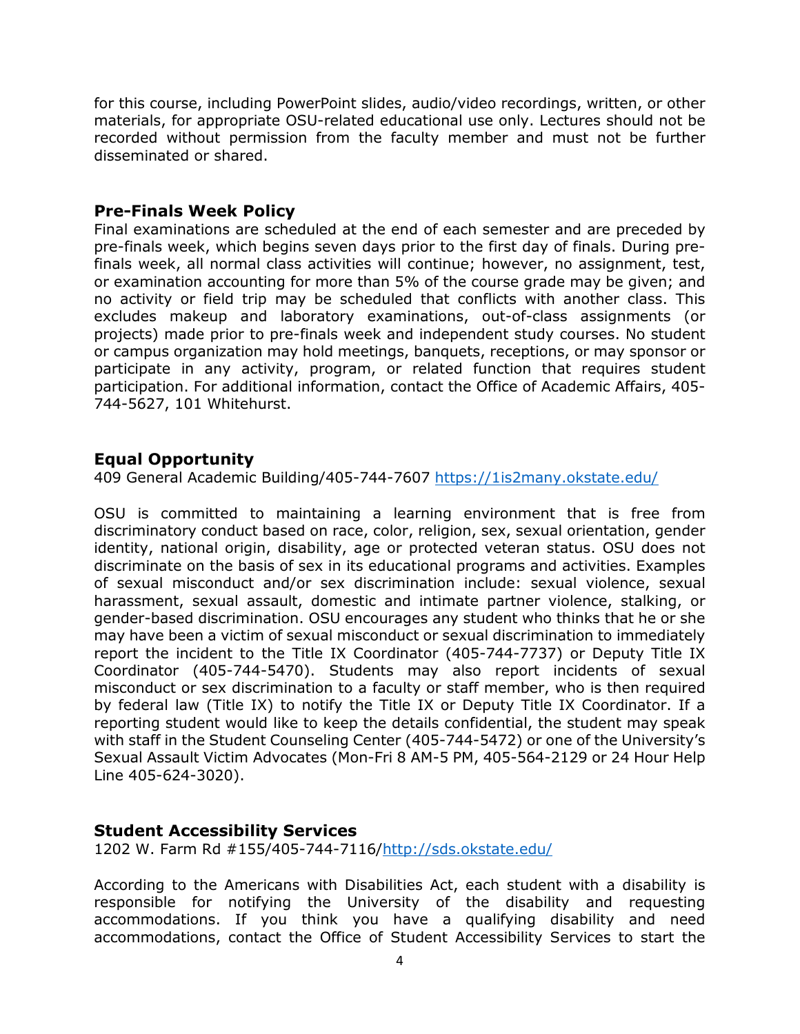for this course, including PowerPoint slides, audio/video recordings, written, or other materials, for appropriate OSU-related educational use only. Lectures should not be recorded without permission from the faculty member and must not be further disseminated or shared.

## Pre-Finals Week Policy

Final examinations are scheduled at the end of each semester and are preceded by pre-finals week, which begins seven days prior to the first day of finals. During pre-finals week, all normal class activities will continue; however, no assignment, test, or examination accounting for more than 5% of the course grade may be given; and no activity or field trip may be scheduled that conflicts with another class. This excludes makeup and laboratory examinations, out-of-class assignments (or projects) made prior to pre-finals week and independent study courses. No student or campus organization may hold meetings, banquets, receptions, or may sponsor or participate in any activity, program, or related function that requires student participation. For additional information, contact the Office of Academic Affairs, 405-744-5627, 101 Whitehurst.

## Equal Opportunity

409 General Academic Building/405-744-7607 https://1is2many.okstate.edu/

OSU is committed to maintaining a learning environment that is free from discriminatory conduct based on race, color, religion, sex, sexual orientation, gender identity, national origin, disability, age or protected veteran status. OSU does not discriminate on the basis of sex in its educational programs and activities. Examples of sexual misconduct and/or sex discrimination include: sexual violence, sexual harassment, sexual assault, domestic and intimate partner violence, stalking, or gender-based discrimination. OSU encourages any student who thinks that he or she may have been a victim of sexual misconduct or sexual discrimination to immediately report the incident to the Title IX Coordinator (405-744-7737) or Deputy Title IX Coordinator (405-744-5470). Students may also report incidents of sexual misconduct or sex discrimination to a faculty or staff member, who is then required by federal law (Title IX) to notify the Title IX or Deputy Title IX Coordinator. If a reporting student would like to keep the details confidential, the student may speak with staff in the Student Counseling Center (405-744-5472) or one of the University's Sexual Assault Victim Advocates (Mon-Fri 8 AM-5 PM, 405-564-2129 or 24 Hour Help Line 405-624-3020).

## Student Accessibility Services

1202 W. Farm Rd #155/405-744-7116/http://sds.okstate.edu/

According to the Americans with Disabilities Act, each student with a disability is responsible for notifying the University of the disability and requesting accommodations. If you think you have a qualifying disability and need accommodations, contact the Office of Student Accessibility Services to start the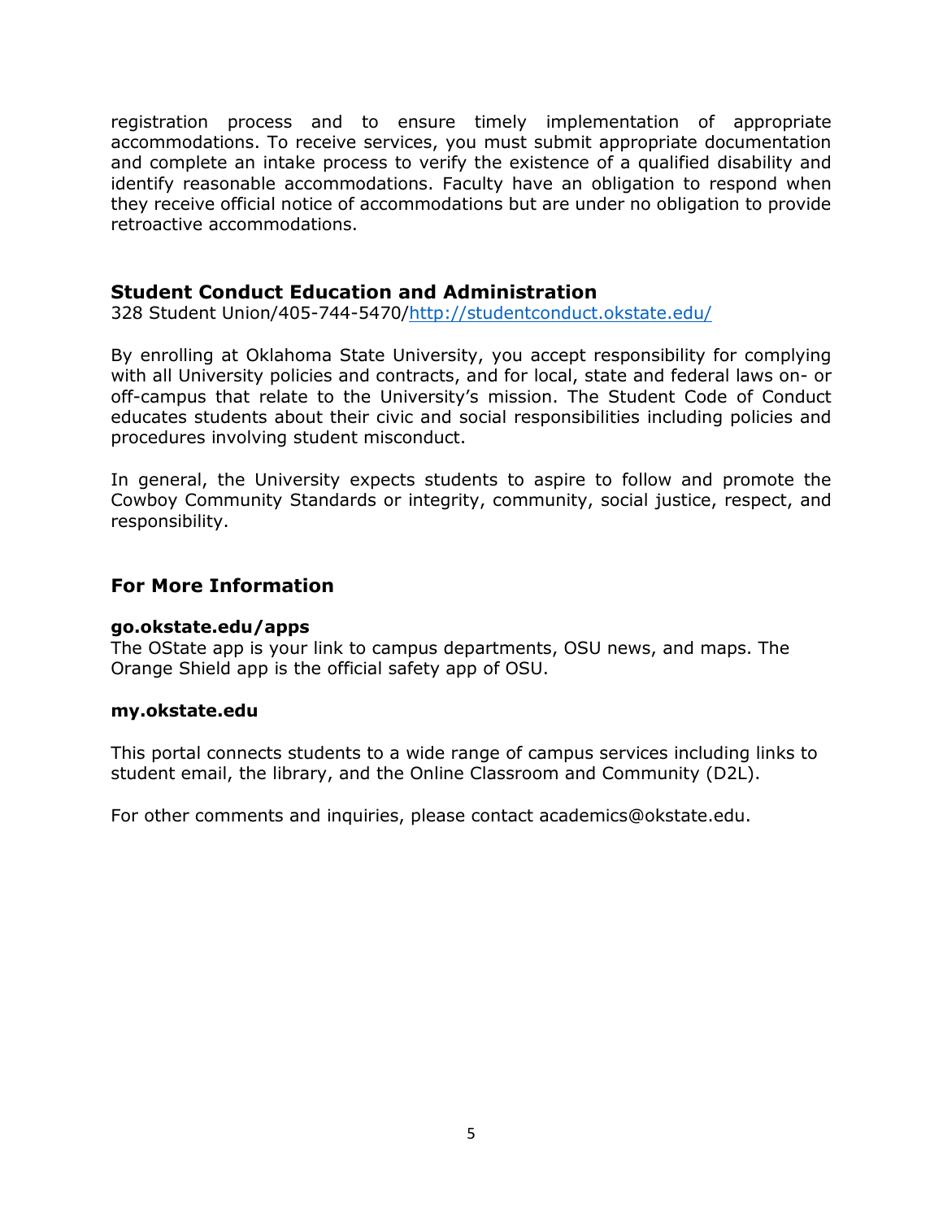registration process and to ensure timely implementation of appropriate accommodations. To receive services, you must submit appropriate documentation and complete an intake process to verify the existence of a qualified disability and identify reasonable accommodations. Faculty have an obligation to respond when they receive official notice of accommodations but are under no obligation to provide retroactive accommodations.

## Student Conduct Education and Administration

328 Student Union/405-744-5470/http://studentconduct.okstate.edu/

By enrolling at Oklahoma State University, you accept responsibility for complying with all University policies and contracts, and for local, state and federal laws on- or off-campus that relate to the University's mission. The Student Code of Conduct educates students about their civic and social responsibilities including policies and procedures involving student misconduct.

In general, the University expects students to aspire to follow and promote the Cowboy Community Standards or integrity, community, social justice, respect, and responsibility.

## For More Information

**go.okstate.edu/apps**
The OState app is your link to campus departments, OSU news, and maps. The Orange Shield app is the official safety app of OSU.

**my.okstate.edu**

This portal connects students to a wide range of campus services including links to student email, the library, and the Online Classroom and Community (D2L).

For other comments and inquiries, please contact academics@okstate.edu.